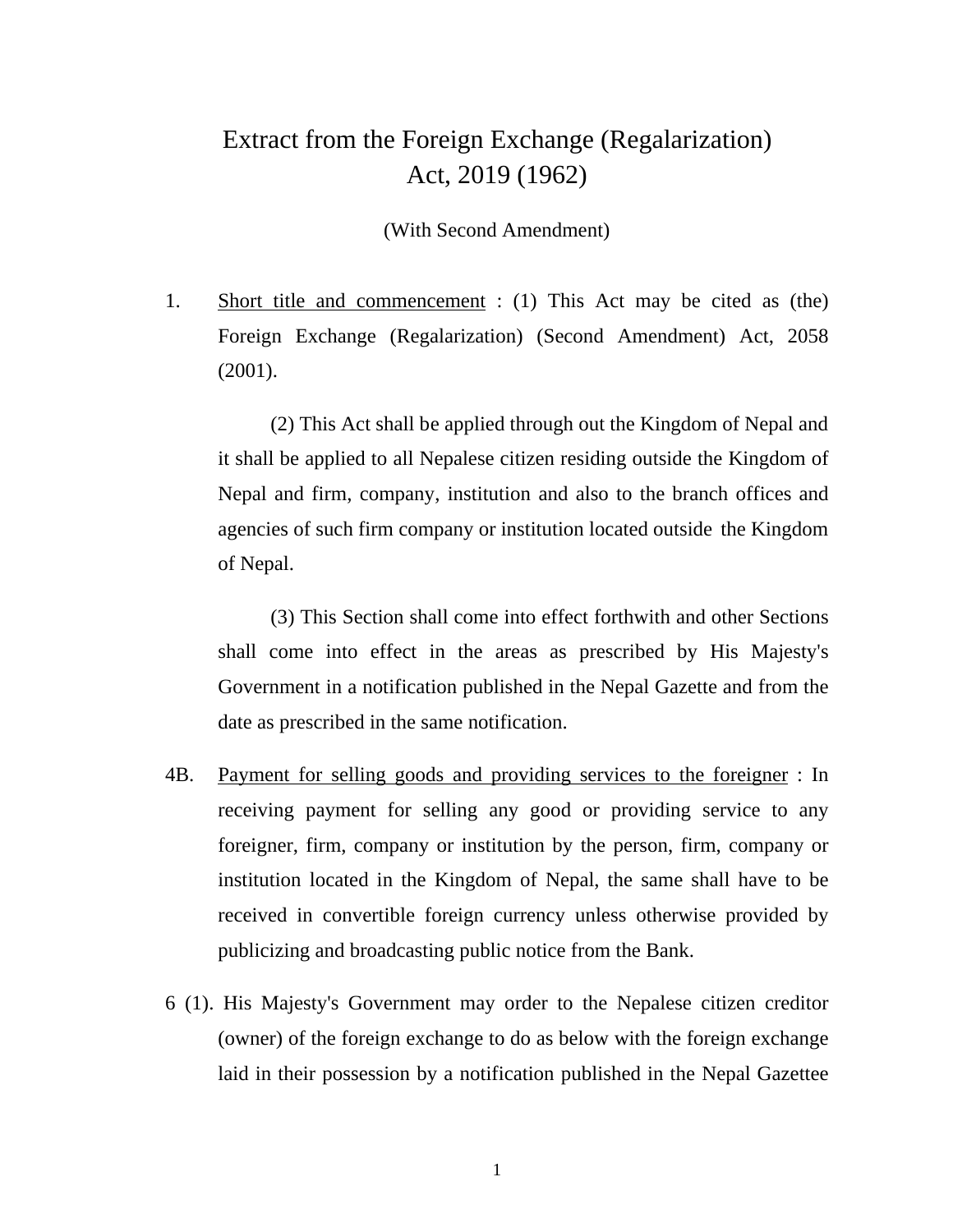# Extract from the Foreign Exchange (Regalarization) Act, 2019 (1962)

(With Second Amendment)

1. Short title and commencement : (1) This Act may be cited as (the) Foreign Exchange (Regalarization) (Second Amendment) Act, 2058 (2001).

   (2) This Act shall be applied through out the Kingdom of Nepal and it shall be applied to all Nepalese citizen residing outside the Kingdom of Nepal and firm, company, institution and also to the branch offices and agencies of such firm company or institution located outside the Kingdom of Nepal.

   (3) This Section shall come into effect forthwith and other Sections shall come into effect in the areas as prescribed by His Majesty's Government in a notification published in the Nepal Gazette and from the date as prescribed in the same notification.

4B. Payment for selling goods and providing services to the foreigner : In receiving payment for selling any good or providing service to any foreigner, firm, company or institution by the person, firm, company or institution located in the Kingdom of Nepal, the same shall have to be received in convertible foreign currency unless otherwise provided by publicizing and broadcasting public notice from the Bank.

6 (1). His Majesty's Government may order to the Nepalese citizen creditor (owner) of the foreign exchange to do as below with the foreign exchange laid in their possession by a notification published in the Nepal Gazettee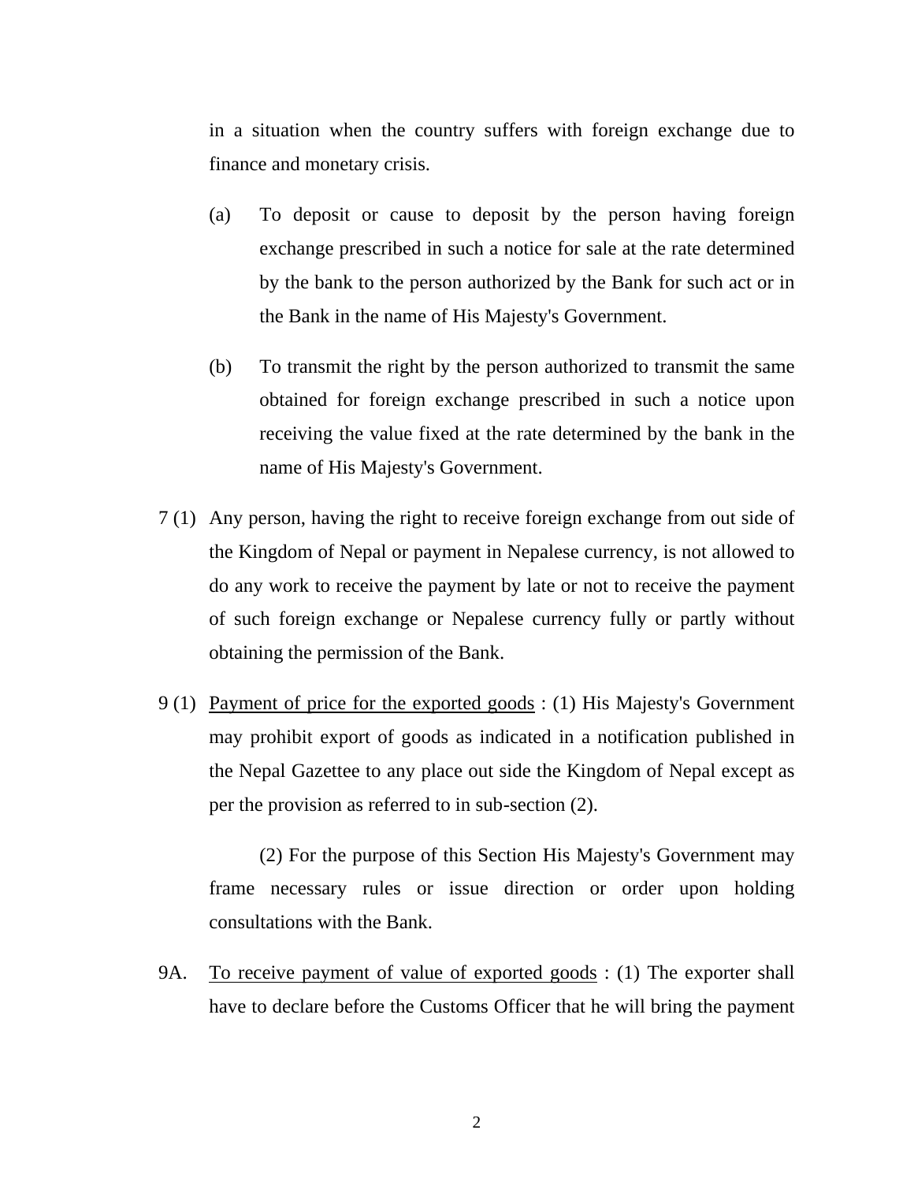in a situation when the country suffers with foreign exchange due to finance and monetary crisis.

(a) To deposit or cause to deposit by the person having foreign exchange prescribed in such a notice for sale at the rate determined by the bank to the person authorized by the Bank for such act or in the Bank in the name of His Majesty's Government.

(b) To transmit the right by the person authorized to transmit the same obtained for foreign exchange prescribed in such a notice upon receiving the value fixed at the rate determined by the bank in the name of His Majesty's Government.

7 (1) Any person, having the right to receive foreign exchange from out side of the Kingdom of Nepal or payment in Nepalese currency, is not allowed to do any work to receive the payment by late or not to receive the payment of such foreign exchange or Nepalese currency fully or partly without obtaining the permission of the Bank.

9 (1) <u>Payment of price for the exported goods</u> : (1) His Majesty's Government may prohibit export of goods as indicated in a notification published in the Nepal Gazettee to any place out side the Kingdom of Nepal except as per the provision as referred to in sub-section (2).

(2) For the purpose of this Section His Majesty's Government may frame necessary rules or issue direction or order upon holding consultations with the Bank.

9A. <u>To receive payment of value of exported goods</u> : (1) The exporter shall have to declare before the Customs Officer that he will bring the payment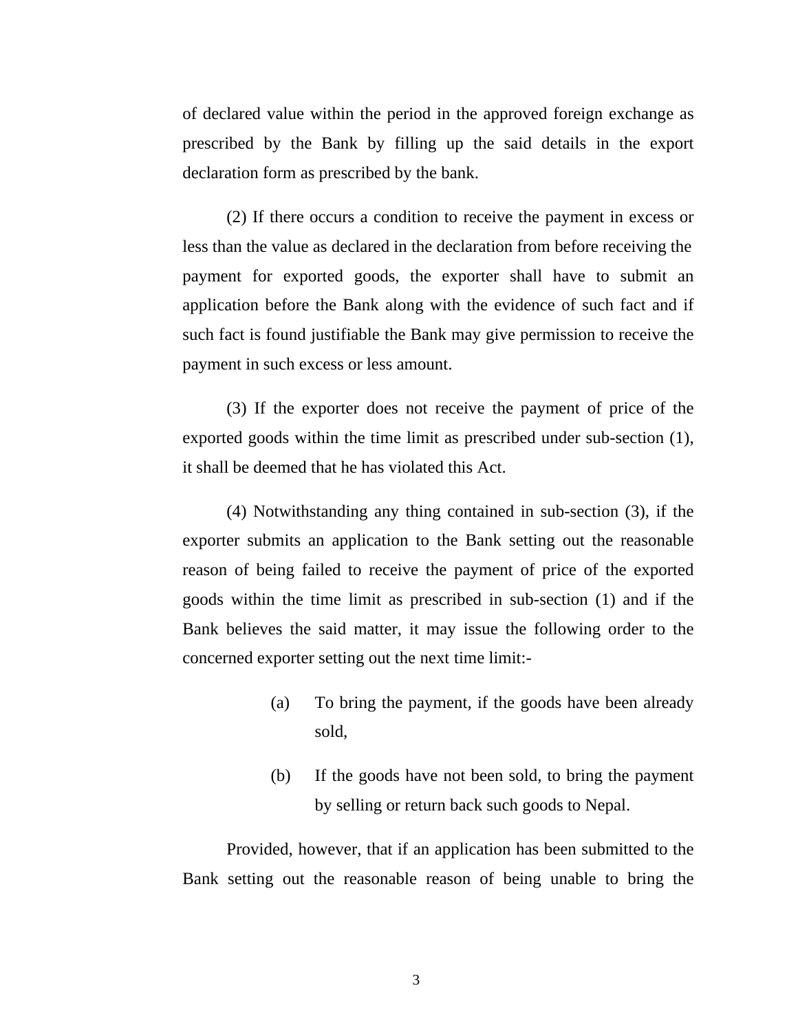of declared value within the period in the approved foreign exchange as prescribed by the Bank by filling up the said details in the export declaration form as prescribed by the bank.

(2) If there occurs a condition to receive the payment in excess or less than the value as declared in the declaration from before receiving the payment for exported goods, the exporter shall have to submit an application before the Bank along with the evidence of such fact and if such fact is found justifiable the Bank may give permission to receive the payment in such excess or less amount.

(3) If the exporter does not receive the payment of price of the exported goods within the time limit as prescribed under sub-section (1), it shall be deemed that he has violated this Act.

(4) Notwithstanding any thing contained in sub-section (3), if the exporter submits an application to the Bank setting out the reasonable reason of being failed to receive the payment of price of the exported goods within the time limit as prescribed in sub-section (1) and if the Bank believes the said matter, it may issue the following order to the concerned exporter setting out the next time limit:-

(a) To bring the payment, if the goods have been already sold,

(b) If the goods have not been sold, to bring the payment by selling or return back such goods to Nepal.

Provided, however, that if an application has been submitted to the Bank setting out the reasonable reason of being unable to bring the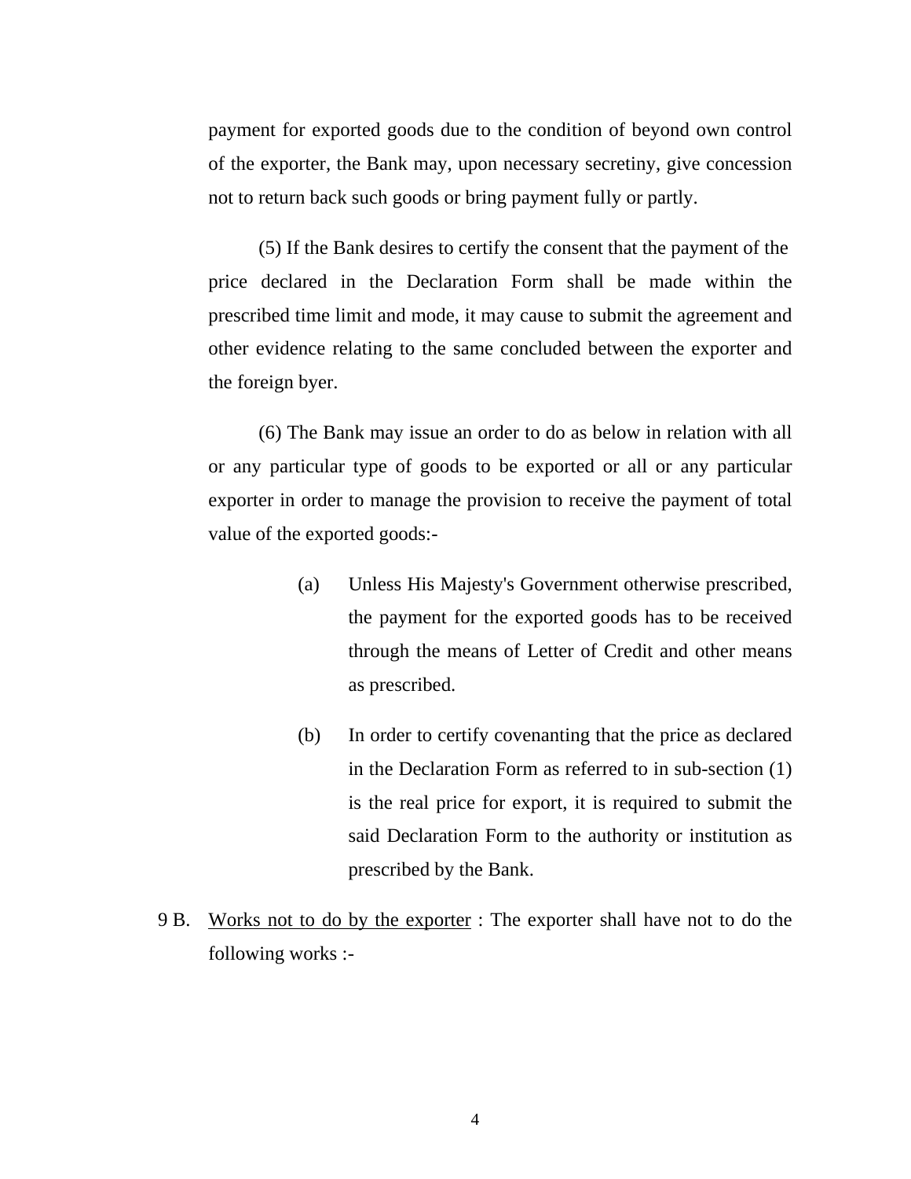payment for exported goods due to the condition of beyond own control of the exporter, the Bank may, upon necessary secretiny, give concession not to return back such goods or bring payment fully or partly.

(5) If the Bank desires to certify the consent that the payment of the price declared in the Declaration Form shall be made within the prescribed time limit and mode, it may cause to submit the agreement and other evidence relating to the same concluded between the exporter and the foreign byer.

(6) The Bank may issue an order to do as below in relation with all or any particular type of goods to be exported or all or any particular exporter in order to manage the provision to receive the payment of total value of the exported goods:-

(a) Unless His Majesty's Government otherwise prescribed, the payment for the exported goods has to be received through the means of Letter of Credit and other means as prescribed.

(b) In order to certify covenanting that the price as declared in the Declaration Form as referred to in sub-section (1) is the real price for export, it is required to submit the said Declaration Form to the authority or institution as prescribed by the Bank.

9 B. Works not to do by the exporter : The exporter shall have not to do the following works :-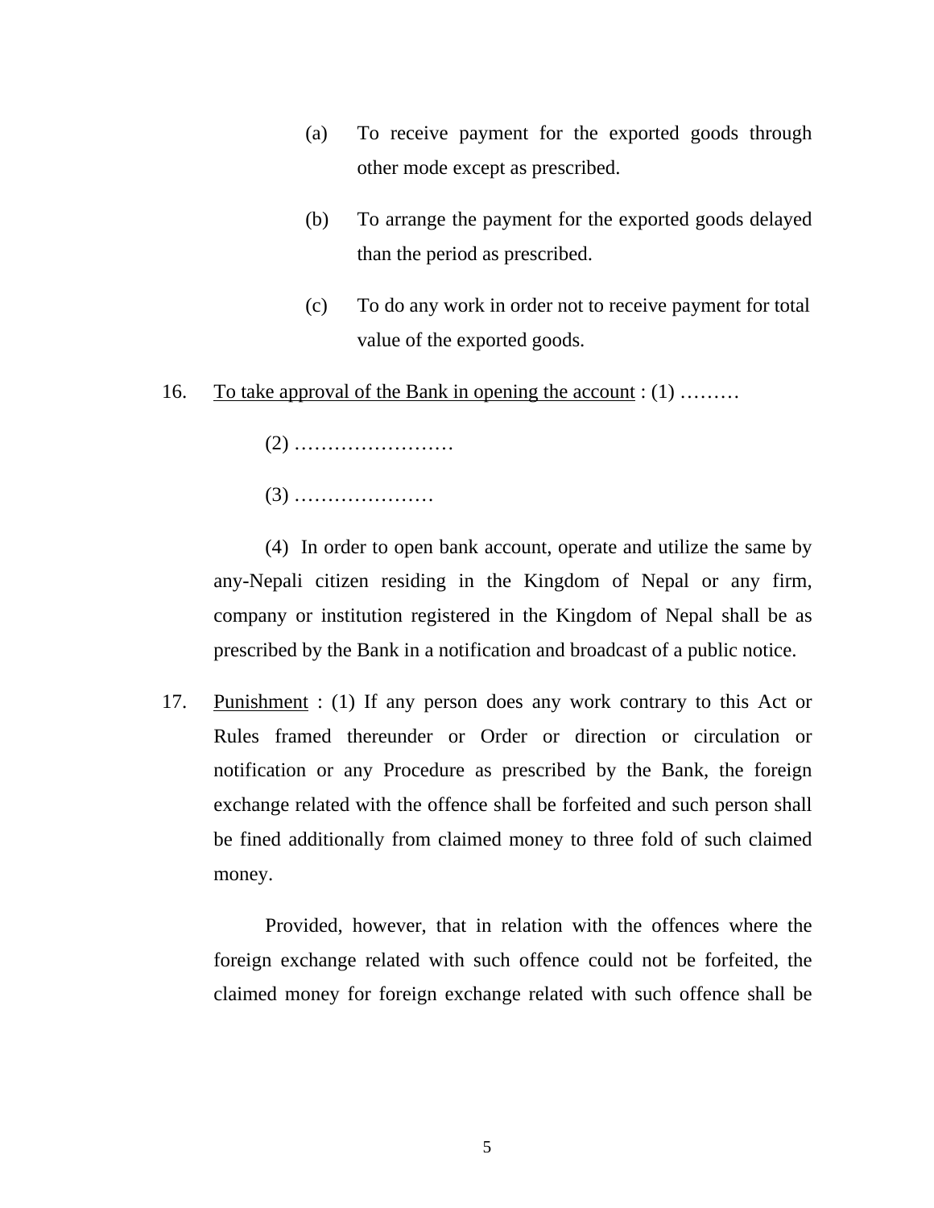(a) To receive payment for the exported goods through other mode except as prescribed.

(b) To arrange the payment for the exported goods delayed than the period as prescribed.

(c) To do any work in order not to receive payment for total value of the exported goods.

16. To take approval of the Bank in opening the account : (1) ………

(2) ……………………

(3) …………………

(4) In order to open bank account, operate and utilize the same by any-Nepali citizen residing in the Kingdom of Nepal or any firm, company or institution registered in the Kingdom of Nepal shall be as prescribed by the Bank in a notification and broadcast of a public notice.

17. Punishment : (1) If any person does any work contrary to this Act or Rules framed thereunder or Order or direction or circulation or notification or any Procedure as prescribed by the Bank, the foreign exchange related with the offence shall be forfeited and such person shall be fined additionally from claimed money to three fold of such claimed money.

Provided, however, that in relation with the offences where the foreign exchange related with such offence could not be forfeited, the claimed money for foreign exchange related with such offence shall be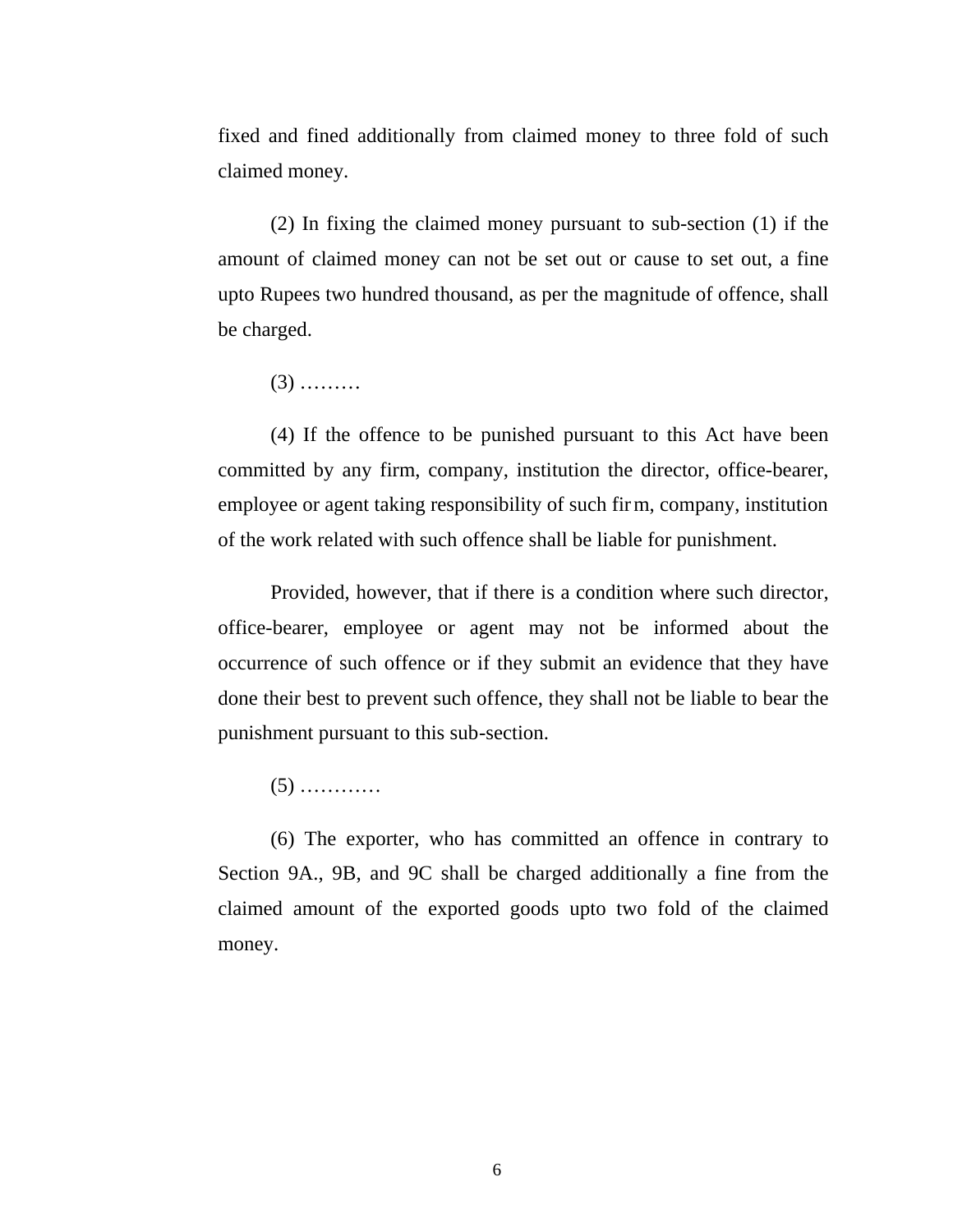fixed and fined additionally from claimed money to three fold of such claimed money.

(2) In fixing the claimed money pursuant to sub-section (1) if the amount of claimed money can not be set out or cause to set out, a fine upto Rupees two hundred thousand, as per the magnitude of offence, shall be charged.

(3) ………

(4) If the offence to be punished pursuant to this Act have been committed by any firm, company, institution the director, office-bearer, employee or agent taking responsibility of such firm, company, institution of the work related with such offence shall be liable for punishment.

Provided, however, that if there is a condition where such director, office-bearer, employee or agent may not be informed about the occurrence of such offence or if they submit an evidence that they have done their best to prevent such offence, they shall not be liable to bear the punishment pursuant to this sub-section.

(5) …………

(6) The exporter, who has committed an offence in contrary to Section 9A., 9B, and 9C shall be charged additionally a fine from the claimed amount of the exported goods upto two fold of the claimed money.